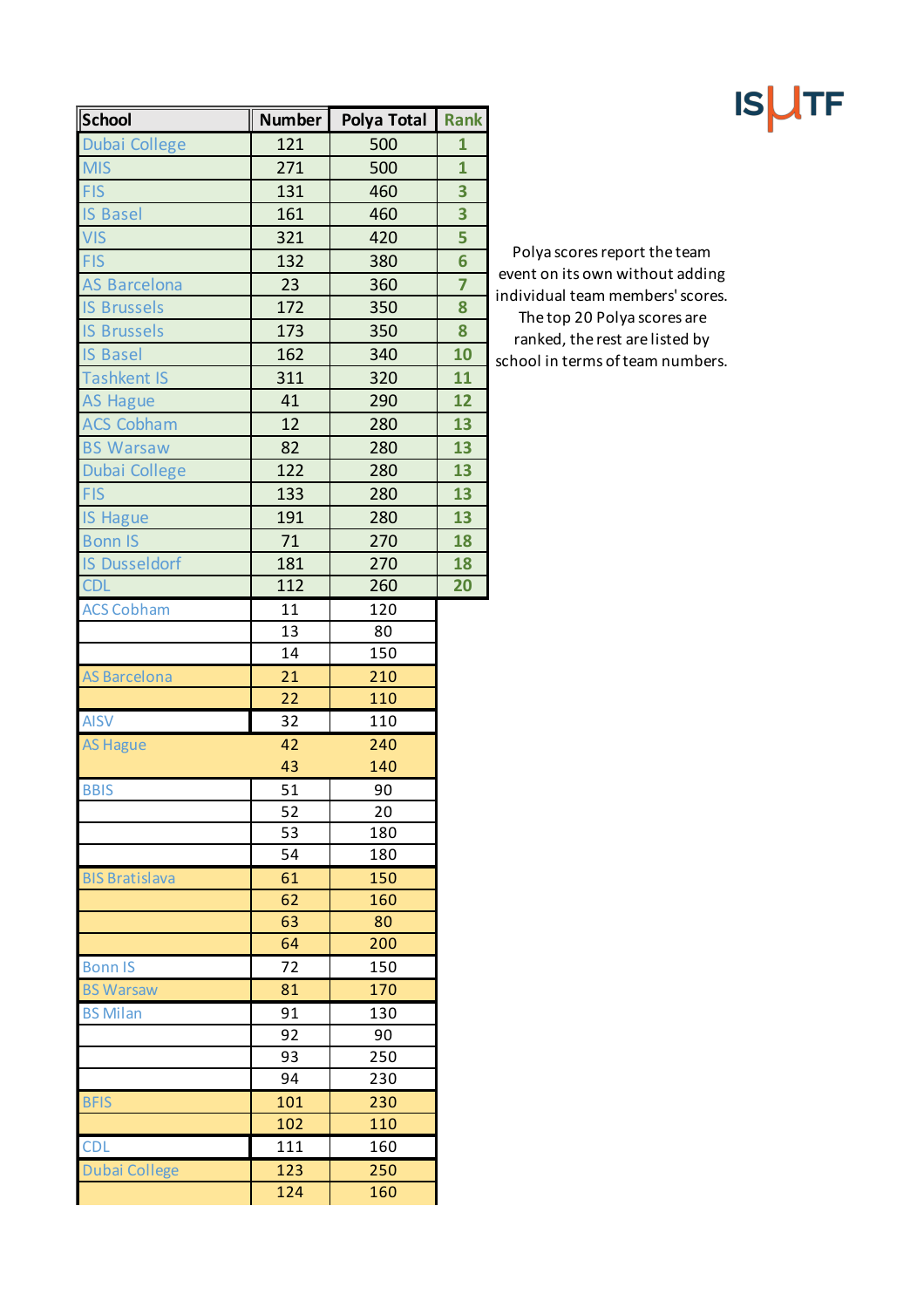ISUTF

| School | Number | Polya Total | Rank |
|---|---|---|---|
| Dubai College | 121 | 500 | 1 |
| MIS | 271 | 500 | 1 |
| FIS | 131 | 460 | 3 |
| IS Basel | 161 | 460 | 3 |
| VIS | 321 | 420 | 5 |
| FIS | 132 | 380 | 6 |
| AS Barcelona | 23 | 360 | 7 |
| IS Brussels | 172 | 350 | 8 |
| IS Brussels | 173 | 350 | 8 |
| IS Basel | 162 | 340 | 10 |
| Tashkent IS | 311 | 320 | 11 |
| AS Hague | 41 | 290 | 12 |
| ACS Cobham | 12 | 280 | 13 |
| BS Warsaw | 82 | 280 | 13 |
| Dubai College | 122 | 280 | 13 |
| FIS | 133 | 280 | 13 |
| IS Hague | 191 | 280 | 13 |
| Bonn IS | 71 | 270 | 18 |
| IS Dusseldorf | 181 | 270 | 18 |
| CDL | 112 | 260 | 20 |
| ACS Cobham | 11 | 120 | |
| | 13 | 80 | |
| | 14 | 150 | |
| AS Barcelona | 21 | 210 | |
| | 22 | 110 | |
| AISV | 32 | 110 | |
| AS Hague | 42 | 240 | |
| | 43 | 140 | |
| BBIS | 51 | 90 | |
| | 52 | 20 | |
| | 53 | 180 | |
| | 54 | 180 | |
| BIS Bratislava | 61 | 150 | |
| | 62 | 160 | |
| | 63 | 80 | |
| | 64 | 200 | |
| Bonn IS | 72 | 150 | |
| BS Warsaw | 81 | 170 | |
| BS Milan | 91 | 130 | |
| | 92 | 90 | |
| | 93 | 250 | |
| | 94 | 230 | |
| BFIS | 101 | 230 | |
| | 102 | 110 | |
| CDL | 111 | 160 | |
| Dubai College | 123 | 250 | |
| | 124 | 160 | |

Polya scores report the team event on its own without adding individual team members' scores. The top 20 Polya scores are ranked, the rest are listed by school in terms of team numbers.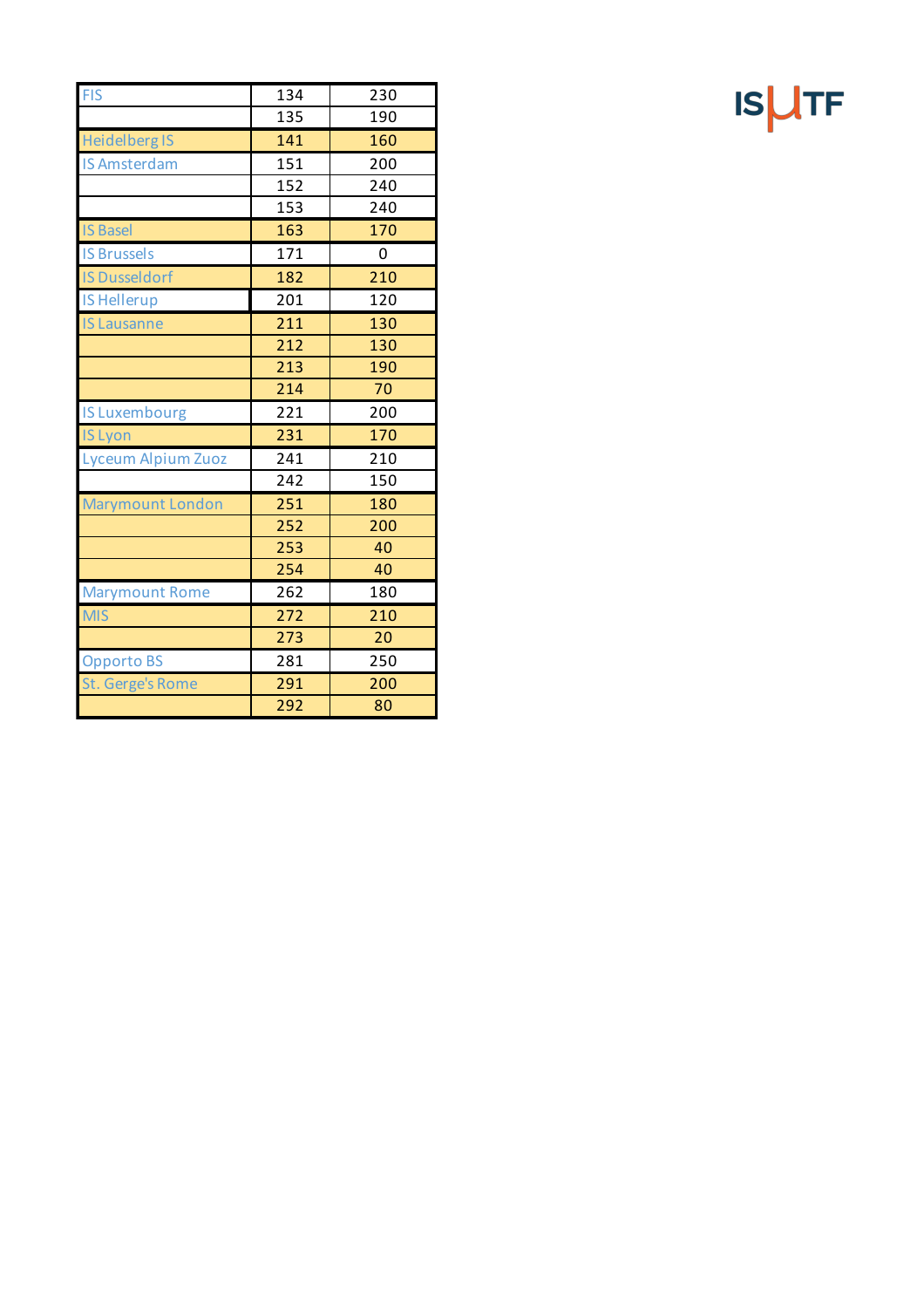ISUTF

| | | |
|---|---|---|
| FIS | 134 | 230 |
| | 135 | 190 |
| Heidelberg IS | 141 | 160 |
| IS Amsterdam | 151 | 200 |
| | 152 | 240 |
| | 153 | 240 |
| IS Basel | 163 | 170 |
| IS Brussels | 171 | 0 |
| IS Dusseldorf | 182 | 210 |
| IS Hellerup | 201 | 120 |
| IS Lausanne | 211 | 130 |
| | 212 | 130 |
| | 213 | 190 |
| | 214 | 70 |
| IS Luxembourg | 221 | 200 |
| IS Lyon | 231 | 170 |
| Lyceum Alpium Zuoz | 241 | 210 |
| | 242 | 150 |
| Marymount London | 251 | 180 |
| | 252 | 200 |
| | 253 | 40 |
| | 254 | 40 |
| Marymount Rome | 262 | 180 |
| MIS | 272 | 210 |
| | 273 | 20 |
| Opporto BS | 281 | 250 |
| St. Gerge's Rome | 291 | 200 |
| | 292 | 80 |